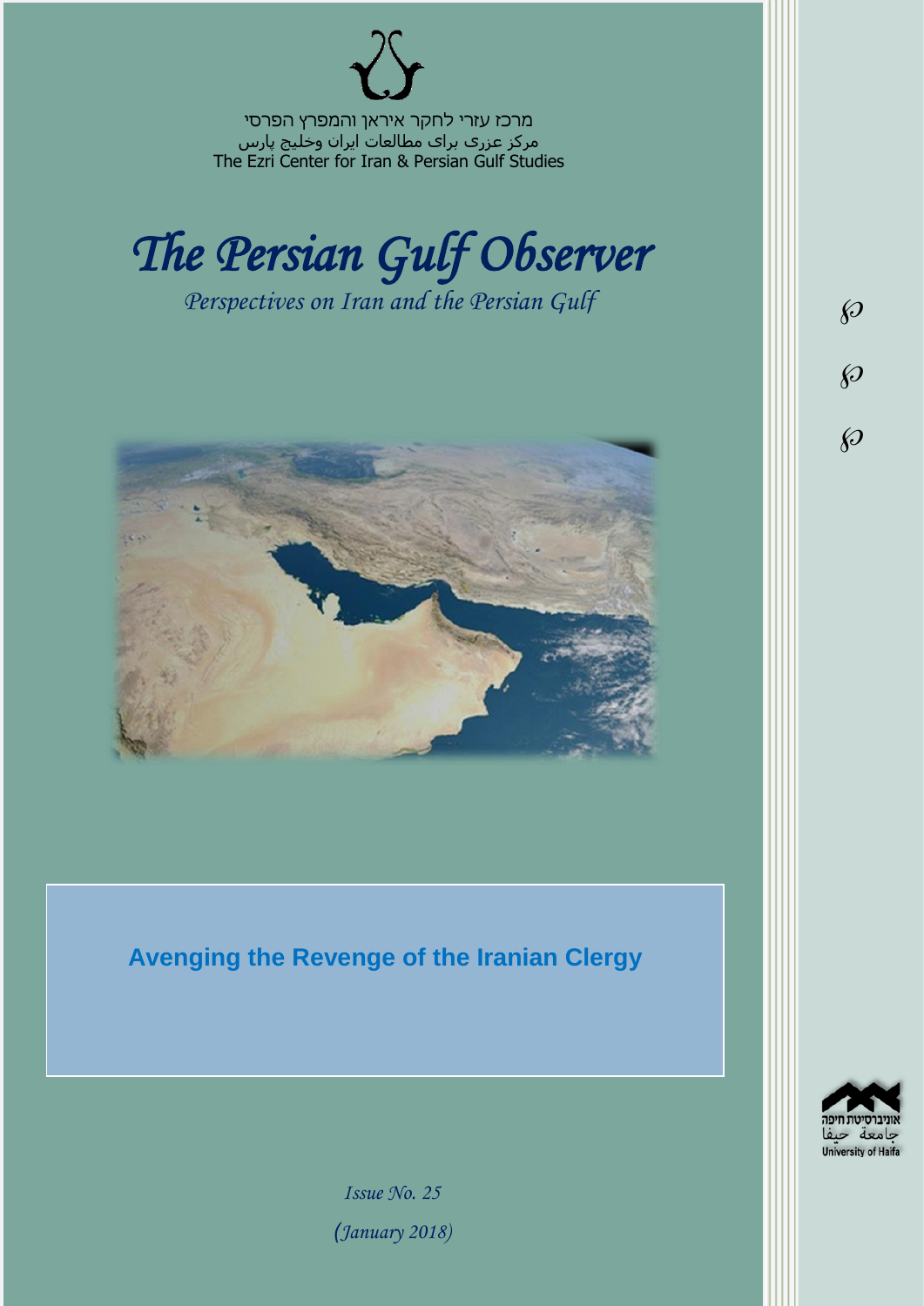מרכז עזרי לחקר איראן והמפרץ הפרסי
مرکز عزری برای مطالعات ایران وخلیج پارس
The Ezri Center for Iran & Persian Gulf Studies

# *The Persian Gulf Observer*

*Perspectives on Iran and the Persian Gulf*

## Avenging the Revenge of the Iranian Clergy

*Issue No. 25*

*(January 2018)*

אוניברסיטת חיפה
جامعة حيفا
University of Haifa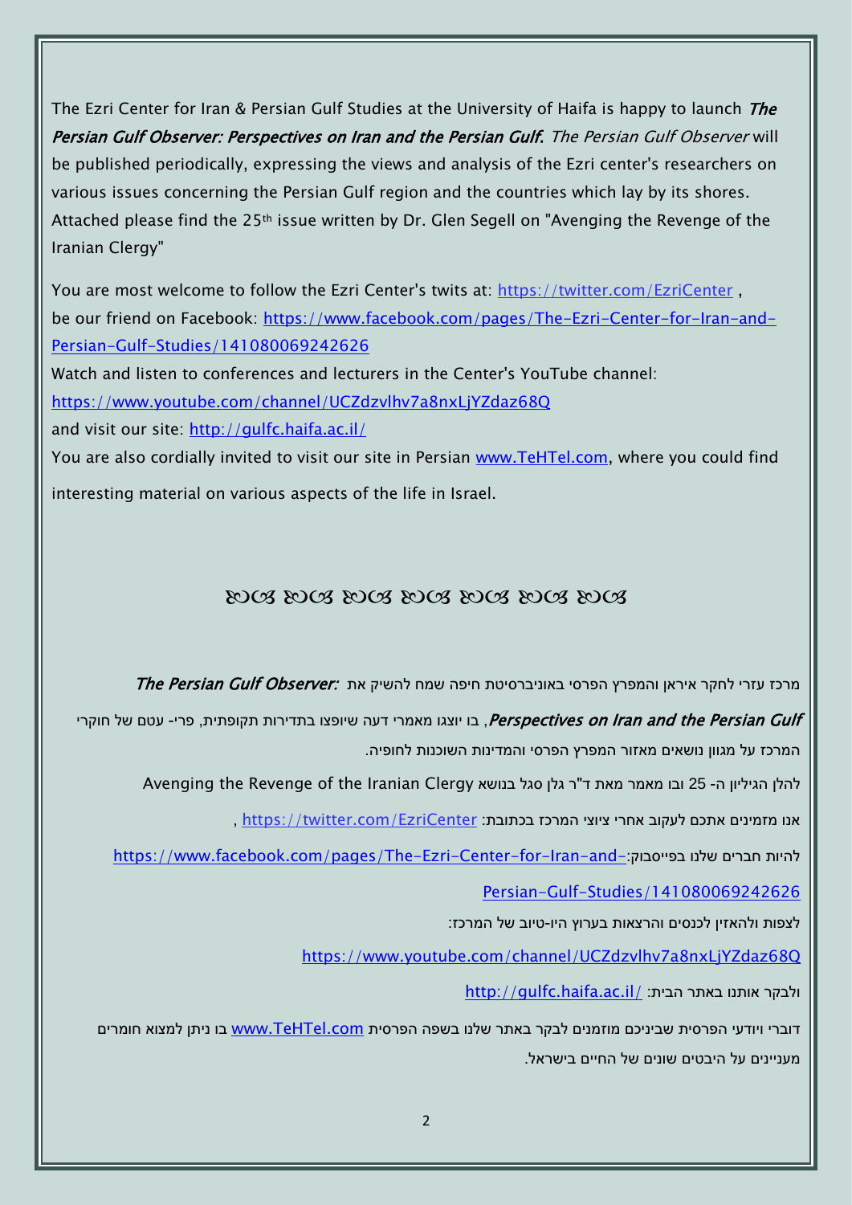The Ezri Center for Iran & Persian Gulf Studies at the University of Haifa is happy to launch ***The Persian Gulf Observer: Perspectives on Iran and the Persian Gulf.*** *The Persian Gulf Observer* will be published periodically, expressing the views and analysis of the Ezri center's researchers on various issues concerning the Persian Gulf region and the countries which lay by its shores. Attached please find the 25th issue written by Dr. Glen Segell on "Avenging the Revenge of the Iranian Clergy"

You are most welcome to follow the Ezri Center's twits at: https://twitter.com/EzriCenter , be our friend on Facebook: https://www.facebook.com/pages/The-Ezri-Center-for-Iran-and-Persian-Gulf-Studies/141080069242626

Watch and listen to conferences and lecturers in the Center's YouTube channel: https://www.youtube.com/channel/UCZdzvlhv7a8nxLjYZdaz68Q

and visit our site: http://gulfc.haifa.ac.il/

You are also cordially invited to visit our site in Persian www.TeHTel.com, where you could find interesting material on various aspects of the life in Israel.

ꕥ ꕥ ꕥ ꕥ ꕥ ꕥ ꕥ

מרכז עזרי לחקר איראן והמפרץ הפרסי באוניברסיטת חיפה שמח להשיק את ***The Persian Gulf Observer: Perspectives on Iran and the Persian Gulf***, בו יוצגו מאמרי דעה שיופצו בתדירות תקופתית, פרי- עטם של חוקרי המרכז על מגוון נושאים מאזור המפרץ הפרסי והמדינות השוכנות לחופיה.

להלן הגיליון ה- 25 ובו מאמר מאת ד"ר גלן סגל בנושא Avenging the Revenge of the Iranian Clergy

אנו מזמינים אתכם לעקוב אחרי ציוצי המרכז בכתובת: https://twitter.com/EzriCenter ,

להיות חברים שלנו בפייסבוק: https://www.facebook.com/pages/The-Ezri-Center-for-Iran-and-Persian-Gulf-Studies/141080069242626

לצפות ולהאזין לכנסים והרצאות בערוץ היו-טיוב של המרכז:

https://www.youtube.com/channel/UCZdzvlhv7a8nxLjYZdaz68Q

ולבקר אותנו באתר הבית: http://gulfc.haifa.ac.il/

דוברי ויודעי הפרסית שביניכם מוזמנים לבקר באתר שלנו בשפה הפרסית www.TeHTel.com בו ניתן למצוא חומרים מעניינים על היבטים שונים של החיים בישראל.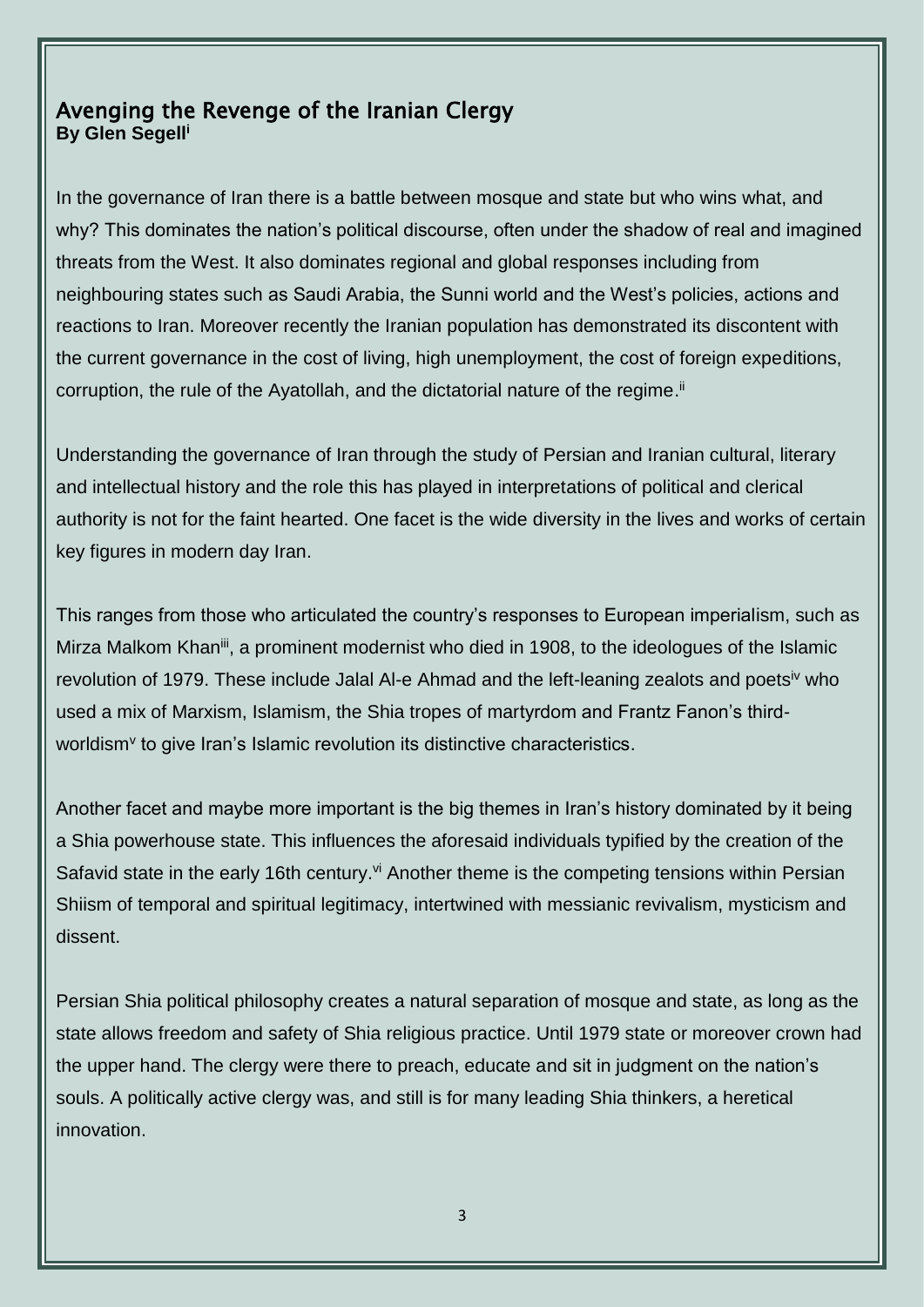## Avenging the Revenge of the Iranian Clergy

**By Glen Segell[i]**

In the governance of Iran there is a battle between mosque and state but who wins what, and why? This dominates the nation's political discourse, often under the shadow of real and imagined threats from the West. It also dominates regional and global responses including from neighbouring states such as Saudi Arabia, the Sunni world and the West's policies, actions and reactions to Iran. Moreover recently the Iranian population has demonstrated its discontent with the current governance in the cost of living, high unemployment, the cost of foreign expeditions, corruption, the rule of the Ayatollah, and the dictatorial nature of the regime.[ii]

Understanding the governance of Iran through the study of Persian and Iranian cultural, literary and intellectual history and the role this has played in interpretations of political and clerical authority is not for the faint hearted. One facet is the wide diversity in the lives and works of certain key figures in modern day Iran.

This ranges from those who articulated the country's responses to European imperialism, such as Mirza Malkom Khan[iii], a prominent modernist who died in 1908, to the ideologues of the Islamic revolution of 1979. These include Jalal Al-e Ahmad and the left-leaning zealots and poets[iv] who used a mix of Marxism, Islamism, the Shia tropes of martyrdom and Frantz Fanon's third-worldism[v] to give Iran's Islamic revolution its distinctive characteristics.

Another facet and maybe more important is the big themes in Iran's history dominated by it being a Shia powerhouse state. This influences the aforesaid individuals typified by the creation of the Safavid state in the early 16th century.[vi] Another theme is the competing tensions within Persian Shiism of temporal and spiritual legitimacy, intertwined with messianic revivalism, mysticism and dissent.

Persian Shia political philosophy creates a natural separation of mosque and state, as long as the state allows freedom and safety of Shia religious practice. Until 1979 state or moreover crown had the upper hand. The clergy were there to preach, educate and sit in judgment on the nation's souls. A politically active clergy was, and still is for many leading Shia thinkers, a heretical innovation.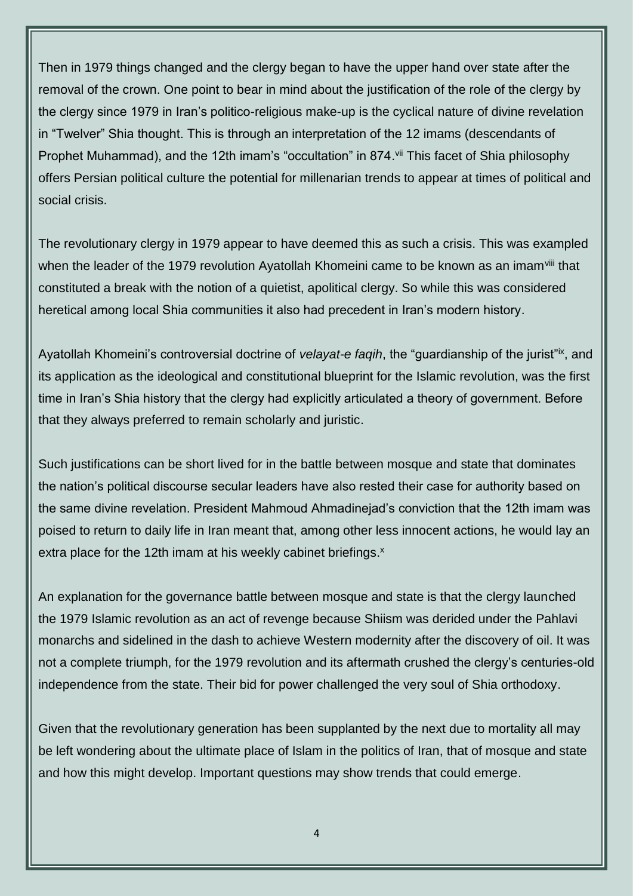Then in 1979 things changed and the clergy began to have the upper hand over state after the removal of the crown. One point to bear in mind about the justification of the role of the clergy by the clergy since 1979 in Iran's politico-religious make-up is the cyclical nature of divine revelation in "Twelver" Shia thought. This is through an interpretation of the 12 imams (descendants of Prophet Muhammad), and the 12th imam's "occultation" in 874.[vii] This facet of Shia philosophy offers Persian political culture the potential for millenarian trends to appear at times of political and social crisis.

The revolutionary clergy in 1979 appear to have deemed this as such a crisis. This was exampled when the leader of the 1979 revolution Ayatollah Khomeini came to be known as an imam[viii] that constituted a break with the notion of a quietist, apolitical clergy. So while this was considered heretical among local Shia communities it also had precedent in Iran's modern history.

Ayatollah Khomeini's controversial doctrine of *velayat-e faqih*, the "guardianship of the jurist"[ix], and its application as the ideological and constitutional blueprint for the Islamic revolution, was the first time in Iran's Shia history that the clergy had explicitly articulated a theory of government. Before that they always preferred to remain scholarly and juristic.

Such justifications can be short lived for in the battle between mosque and state that dominates the nation's political discourse secular leaders have also rested their case for authority based on the same divine revelation. President Mahmoud Ahmadinejad's conviction that the 12th imam was poised to return to daily life in Iran meant that, among other less innocent actions, he would lay an extra place for the 12th imam at his weekly cabinet briefings.[x]

An explanation for the governance battle between mosque and state is that the clergy launched the 1979 Islamic revolution as an act of revenge because Shiism was derided under the Pahlavi monarchs and sidelined in the dash to achieve Western modernity after the discovery of oil. It was not a complete triumph, for the 1979 revolution and its aftermath crushed the clergy's centuries-old independence from the state. Their bid for power challenged the very soul of Shia orthodoxy.

Given that the revolutionary generation has been supplanted by the next due to mortality all may be left wondering about the ultimate place of Islam in the politics of Iran, that of mosque and state and how this might develop. Important questions may show trends that could emerge.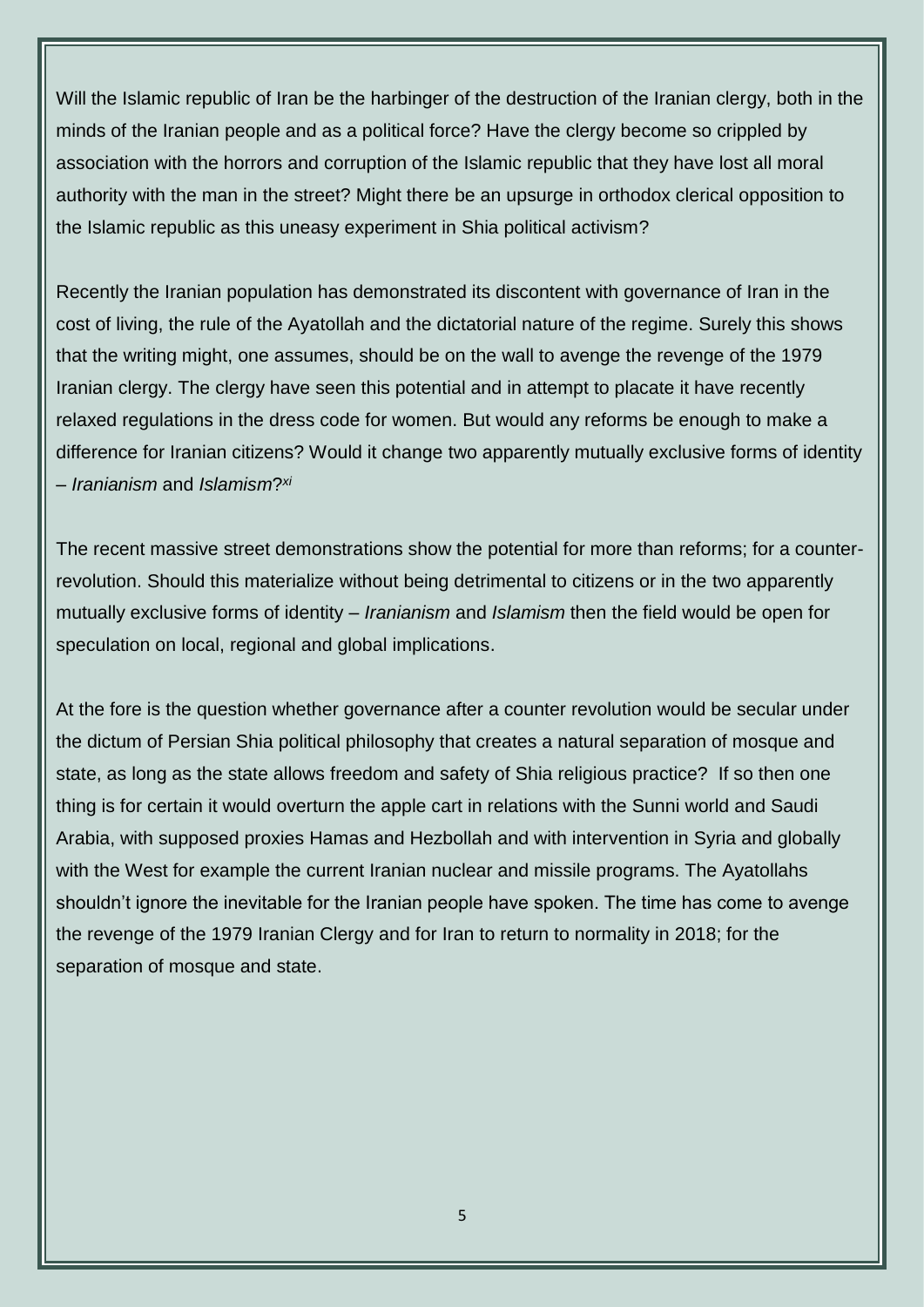Will the Islamic republic of Iran be the harbinger of the destruction of the Iranian clergy, both in the minds of the Iranian people and as a political force? Have the clergy become so crippled by association with the horrors and corruption of the Islamic republic that they have lost all moral authority with the man in the street? Might there be an upsurge in orthodox clerical opposition to the Islamic republic as this uneasy experiment in Shia political activism?

Recently the Iranian population has demonstrated its discontent with governance of Iran in the cost of living, the rule of the Ayatollah and the dictatorial nature of the regime. Surely this shows that the writing might, one assumes, should be on the wall to avenge the revenge of the 1979 Iranian clergy. The clergy have seen this potential and in attempt to placate it have recently relaxed regulations in the dress code for women. But would any reforms be enough to make a difference for Iranian citizens? Would it change two apparently mutually exclusive forms of identity – *Iranianism* and *Islamism*?[xi]

The recent massive street demonstrations show the potential for more than reforms; for a counter-revolution. Should this materialize without being detrimental to citizens or in the two apparently mutually exclusive forms of identity – *Iranianism* and *Islamism* then the field would be open for speculation on local, regional and global implications.

At the fore is the question whether governance after a counter revolution would be secular under the dictum of Persian Shia political philosophy that creates a natural separation of mosque and state, as long as the state allows freedom and safety of Shia religious practice? If so then one thing is for certain it would overturn the apple cart in relations with the Sunni world and Saudi Arabia, with supposed proxies Hamas and Hezbollah and with intervention in Syria and globally with the West for example the current Iranian nuclear and missile programs. The Ayatollahs shouldn't ignore the inevitable for the Iranian people have spoken. The time has come to avenge the revenge of the 1979 Iranian Clergy and for Iran to return to normality in 2018; for the separation of mosque and state.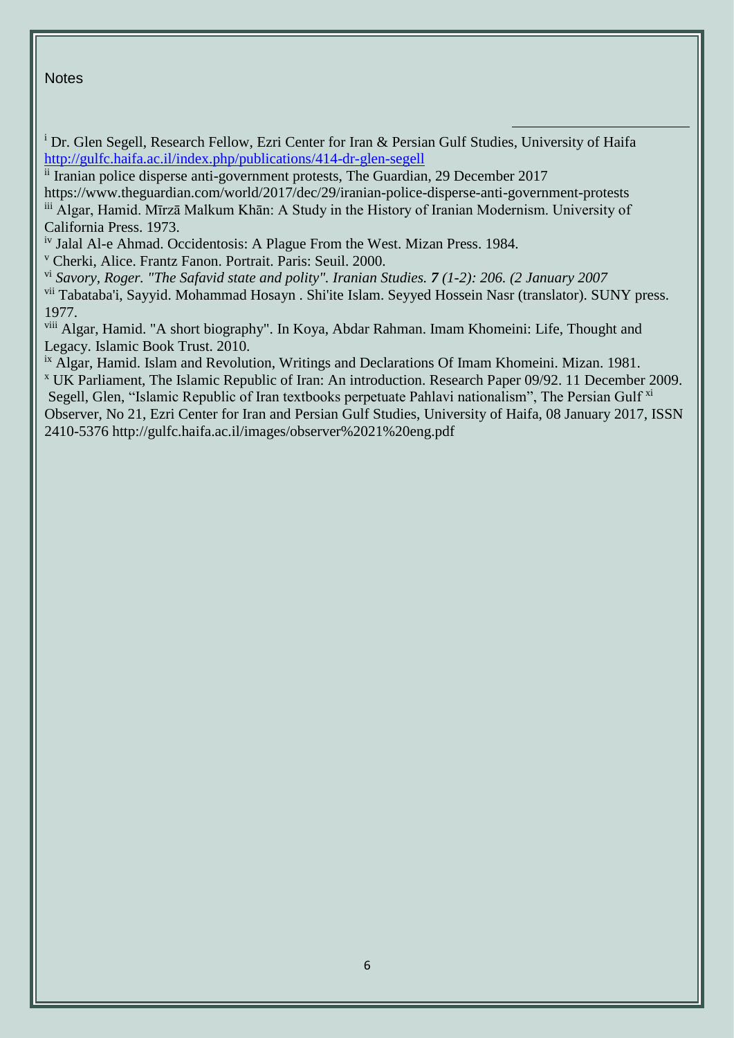Notes

[i] Dr. Glen Segell, Research Fellow, Ezri Center for Iran & Persian Gulf Studies, University of Haifa http://gulfc.haifa.ac.il/index.php/publications/414-dr-glen-segell

[ii] Iranian police disperse anti-government protests, The Guardian, 29 December 2017 https://www.theguardian.com/world/2017/dec/29/iranian-police-disperse-anti-government-protests

[iii] Algar, Hamid. Mīrzā Malkum Khān: A Study in the History of Iranian Modernism. University of California Press. 1973.

[iv] Jalal Al-e Ahmad. Occidentosis: A Plague From the West. Mizan Press. 1984.

[v] Cherki, Alice. Frantz Fanon. Portrait. Paris: Seuil. 2000.

[vi] *Savory, Roger. "The Safavid state and polity". Iranian Studies. **7** (1-2): 206. (2 January 2007*

[vii] Tabataba'i, Sayyid. Mohammad Hosayn . Shi'ite Islam. Seyyed Hossein Nasr (translator). SUNY press. 1977.

[viii] Algar, Hamid. "A short biography". In Koya, Abdar Rahman. Imam Khomeini: Life, Thought and Legacy. Islamic Book Trust. 2010.

[ix] Algar, Hamid. Islam and Revolution, Writings and Declarations Of Imam Khomeini. Mizan. 1981.

[x] UK Parliament, The Islamic Republic of Iran: An introduction. Research Paper 09/92. 11 December 2009.

[xi] Segell, Glen, "Islamic Republic of Iran textbooks perpetuate Pahlavi nationalism", The Persian Gulf Observer, No 21, Ezri Center for Iran and Persian Gulf Studies, University of Haifa, 08 January 2017, ISSN 2410-5376 http://gulfc.haifa.ac.il/images/observer%2021%20eng.pdf